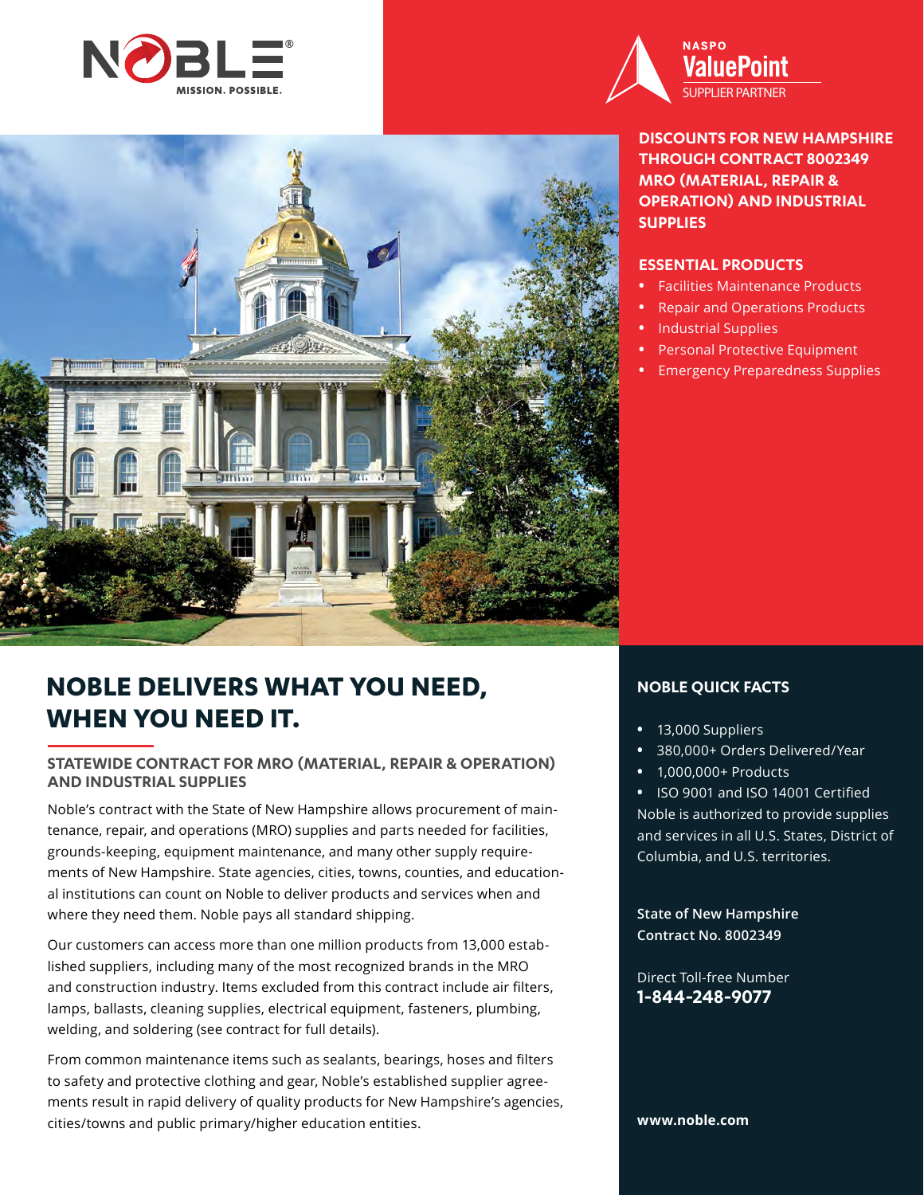NOBLE® MISSION. POSSIBLE.

NASPO ValuePoint SUPPLIER PARTNER

**DISCOUNTS FOR NEW HAMPSHIRE THROUGH CONTRACT 8002349 MRO (MATERIAL, REPAIR & OPERATION) AND INDUSTRIAL SUPPLIES**

## ESSENTIAL PRODUCTS

- Facilities Maintenance Products
- Repair and Operations Products
- Industrial Supplies
- Personal Protective Equipment
- Emergency Preparedness Supplies

# NOBLE DELIVERS WHAT YOU NEED, WHEN YOU NEED IT.

### STATEWIDE CONTRACT FOR MRO (MATERIAL, REPAIR & OPERATION) AND INDUSTRIAL SUPPLIES

Noble's contract with the State of New Hampshire allows procurement of maintenance, repair, and operations (MRO) supplies and parts needed for facilities, grounds-keeping, equipment maintenance, and many other supply requirements of New Hampshire. State agencies, cities, towns, counties, and educational institutions can count on Noble to deliver products and services when and where they need them. Noble pays all standard shipping.

Our customers can access more than one million products from 13,000 established suppliers, including many of the most recognized brands in the MRO and construction industry. Items excluded from this contract include air filters, lamps, ballasts, cleaning supplies, electrical equipment, fasteners, plumbing, welding, and soldering (see contract for full details).

From common maintenance items such as sealants, bearings, hoses and filters to safety and protective clothing and gear, Noble's established supplier agreements result in rapid delivery of quality products for New Hampshire's agencies, cities/towns and public primary/higher education entities.

## NOBLE QUICK FACTS

- 13,000 Suppliers
- 380,000+ Orders Delivered/Year
- 1,000,000+ Products
- ISO 9001 and ISO 14001 Certified

Noble is authorized to provide supplies and services in all U.S. States, District of Columbia, and U.S. territories.

**State of New Hampshire**
**Contract No. 8002349**

Direct Toll-free Number
**1-844-248-9077**

**www.noble.com**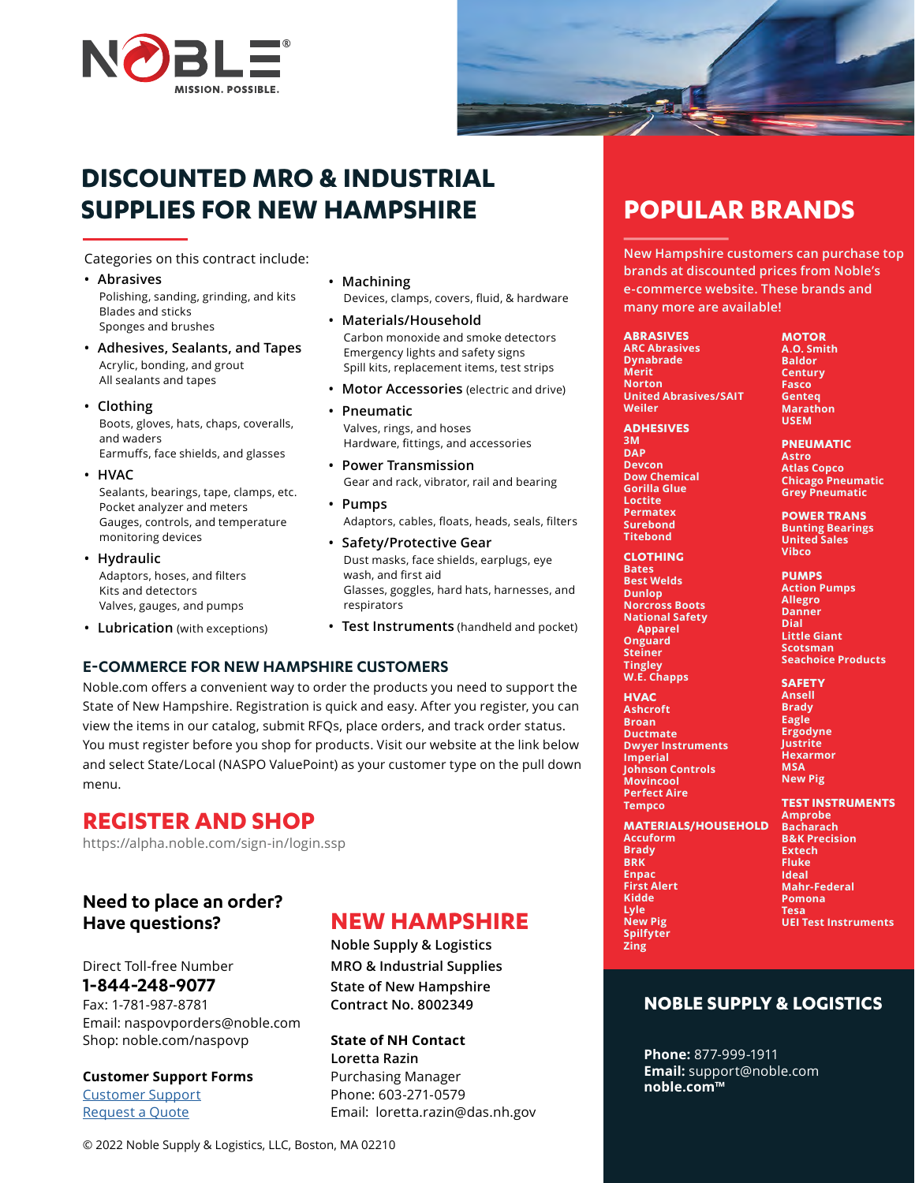NOBLE®
MISSION. POSSIBLE.

# DISCOUNTED MRO & INDUSTRIAL SUPPLIES FOR NEW HAMPSHIRE

Categories on this contract include:

- **Abrasives**
  Polishing, sanding, grinding, and kits
  Blades and sticks
  Sponges and brushes
- **Adhesives, Sealants, and Tapes**
  Acrylic, bonding, and grout
  All sealants and tapes
- **Clothing**
  Boots, gloves, hats, chaps, coveralls, and waders
  Earmuffs, face shields, and glasses
- **HVAC**
  Sealants, bearings, tape, clamps, etc.
  Pocket analyzer and meters
  Gauges, controls, and temperature monitoring devices
- **Hydraulic**
  Adaptors, hoses, and filters
  Kits and detectors
  Valves, gauges, and pumps
- **Lubrication** (with exceptions)
- **Machining**
  Devices, clamps, covers, fluid, & hardware
- **Materials/Household**
  Carbon monoxide and smoke detectors
  Emergency lights and safety signs
  Spill kits, replacement items, test strips
- **Motor Accessories** (electric and drive)
- **Pneumatic**
  Valves, rings, and hoses
  Hardware, fittings, and accessories
- **Power Transmission**
  Gear and rack, vibrator, rail and bearing
- **Pumps**
  Adaptors, cables, floats, heads, seals, filters
- **Safety/Protective Gear**
  Dust masks, face shields, earplugs, eye wash, and first aid
  Glasses, goggles, hard hats, harnesses, and respirators
- **Test Instruments** (handheld and pocket)

## E-COMMERCE FOR NEW HAMPSHIRE CUSTOMERS

Noble.com offers a convenient way to order the products you need to support the State of New Hampshire. Registration is quick and easy. After you register, you can view the items in our catalog, submit RFQs, place orders, and track order status. You must register before you shop for products. Visit our website at the link below and select State/Local (NASPO ValuePoint) as your customer type on the pull down menu.

## REGISTER AND SHOP

https://alpha.noble.com/sign-in/login.ssp

### Need to place an order? Have questions?

Direct Toll-free Number
**1-844-248-9077**
Fax: 1-781-987-8781
Email: naspovporders@noble.com
Shop: noble.com/naspovp

**Customer Support Forms**
Customer Support
Request a Quote

## NEW HAMPSHIRE

Noble Supply & Logistics
MRO & Industrial Supplies
State of New Hampshire
Contract No. 8002349

**State of NH Contact**
Loretta Razin
Purchasing Manager
Phone: 603-271-0579
Email: loretta.razin@das.nh.gov

## POPULAR BRANDS

New Hampshire customers can purchase top brands at discounted prices from Noble's e-commerce website. These brands and many more are available!

**ABRASIVES**
ARC Abrasives
Dynabrade
Merit
Norton
United Abrasives/SAIT
Weiler

**ADHESIVES**
3M
DAP
Devcon
Dow Chemical
Gorilla Glue
Loctite
Permatex
Surebond
Titebond

**CLOTHING**
Bates
Best Welds
Dunlop
Norcross Boots
National Safety Apparel
Onguard
Steiner
Tingley
W.E. Chapps

**HVAC**
Ashcroft
Broan
Ductmate
Dwyer Instruments
Imperial
Johnson Controls
Movincool
Perfect Aire
Tempco

**MATERIALS/HOUSEHOLD**
Accuform
Brady
BRK
Enpac
First Alert
Kidde
Lyle
New Pig
Spilfyter
Zing

**MOTOR**
A.O. Smith
Baldor
Century
Fasco
Genteq
Marathon
USEM

**PNEUMATIC**
Astro
Atlas Copco
Chicago Pneumatic
Grey Pneumatic

**POWER TRANS**
Bunting Bearings
United Sales
Vibco

**PUMPS**
Action Pumps
Allegro
Danner
Dial
Little Giant
Scotsman
Seachoice Products

**SAFETY**
Ansell
Brady
Eagle
Ergodyne
Justrite
Hexarmor
MSA
New Pig

**TEST INSTRUMENTS**
Amprobe
Bacharach
B&K Precision
Extech
Fluke
Ideal
Mahr-Federal
Pomona
Tesa
UEI Test Instruments

## NOBLE SUPPLY & LOGISTICS

**Phone:** 877-999-1911
**Email:** support@noble.com
**noble.com™**

© 2022 Noble Supply & Logistics, LLC, Boston, MA 02210